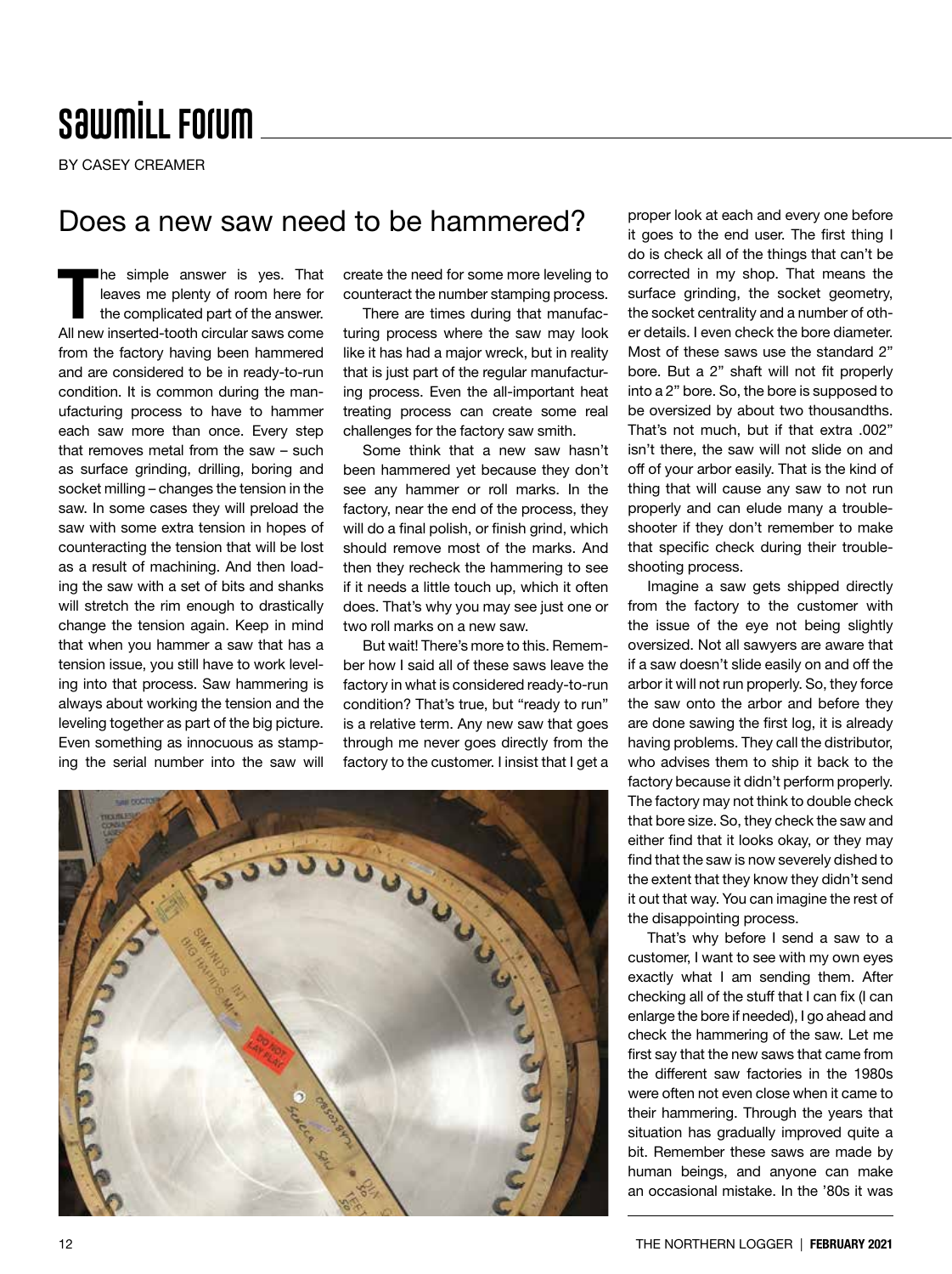# Sawmill Forum

BY CASEY CREAMER

## Does a new saw need to be hammered?

The simple answer is yes. That leaves me plenty of room here for the complicated part of the answer. All new inserted-tooth circular saws come from the factory having been hammered and are considered to be in ready-to-run condition. It is common during the manufacturing process to have to hammer each saw more than once. Every step that removes metal from the saw – such as surface grinding, drilling, boring and socket milling – changes the tension in the saw. In some cases they will preload the saw with some extra tension in hopes of counteracting the tension that will be lost as a result of machining. And then loading the saw with a set of bits and shanks will stretch the rim enough to drastically change the tension again. Keep in mind that when you hammer a saw that has a tension issue, you still have to work leveling into that process. Saw hammering is always about working the tension and the leveling together as part of the big picture. Even something as innocuous as stamping the serial number into the saw will create the need for some more leveling to counteract the number stamping process.

There are times during that manufacturing process where the saw may look like it has had a major wreck, but in reality that is just part of the regular manufacturing process. Even the all-important heat treating process can create some real challenges for the factory saw smith.

Some think that a new saw hasn't been hammered yet because they don't see any hammer or roll marks. In the factory, near the end of the process, they will do a final polish, or finish grind, which should remove most of the marks. And then they recheck the hammering to see if it needs a little touch up, which it often does. That's why you may see just one or two roll marks on a new saw.

But wait! There's more to this. Remember how I said all of these saws leave the factory in what is considered ready-to-run condition? That's true, but "ready to run" is a relative term. Any new saw that goes through me never goes directly from the factory to the customer. I insist that I get a proper look at each and every one before it goes to the end user. The first thing I do is check all of the things that can't be corrected in my shop. That means the surface grinding, the socket geometry, the socket centrality and a number of other details. I even check the bore diameter. Most of these saws use the standard 2" bore. But a 2" shaft will not fit properly into a 2" bore. So, the bore is supposed to be oversized by about two thousandths. That's not much, but if that extra .002" isn't there, the saw will not slide on and off of your arbor easily. That is the kind of thing that will cause any saw to not run properly and can elude many a troubleshooter if they don't remember to make that specific check during their troubleshooting process.

Imagine a saw gets shipped directly from the factory to the customer with the issue of the eye not being slightly oversized. Not all sawyers are aware that if a saw doesn't slide easily on and off the arbor it will not run properly. So, they force the saw onto the arbor and before they are done sawing the first log, it is already having problems. They call the distributor, who advises them to ship it back to the factory because it didn't perform properly. The factory may not think to double check that bore size. So, they check the saw and either find that it looks okay, or they may find that the saw is now severely dished to the extent that they know they didn't send it out that way. You can imagine the rest of the disappointing process.

That's why before I send a saw to a customer, I want to see with my own eyes exactly what I am sending them. After checking all of the stuff that I can fix (I can enlarge the bore if needed), I go ahead and check the hammering of the saw. Let me first say that the new saws that came from the different saw factories in the 1980s were often not even close when it came to their hammering. Through the years that situation has gradually improved quite a bit. Remember these saws are made by human beings, and anyone can make an occasional mistake. In the '80s it was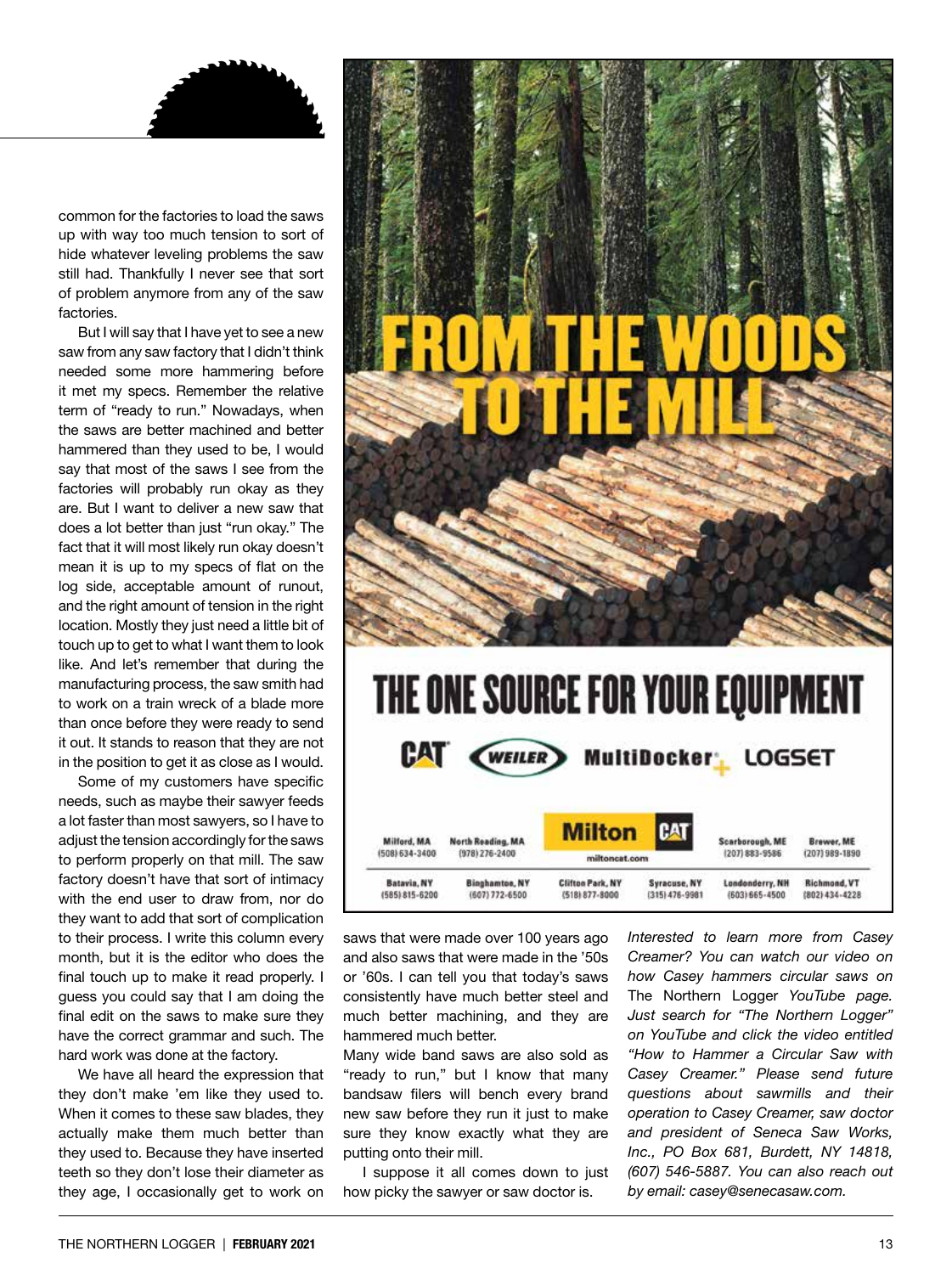common for the factories to load the saws up with way too much tension to sort of hide whatever leveling problems the saw still had. Thankfully I never see that sort of problem anymore from any of the saw factories.

But I will say that I have yet to see a new saw from any saw factory that I didn't think needed some more hammering before it met my specs. Remember the relative term of "ready to run." Nowadays, when the saws are better machined and better hammered than they used to be, I would say that most of the saws I see from the factories will probably run okay as they are. But I want to deliver a new saw that does a lot better than just "run okay." The fact that it will most likely run okay doesn't mean it is up to my specs of flat on the log side, acceptable amount of runout, and the right amount of tension in the right location. Mostly they just need a little bit of touch up to get to what I want them to look like. And let's remember that during the manufacturing process, the saw smith had to work on a train wreck of a blade more than once before they were ready to send it out. It stands to reason that they are not in the position to get it as close as I would.

Some of my customers have specific needs, such as maybe their sawyer feeds a lot faster than most sawyers, so I have to adjust the tension accordingly for the saws to perform properly on that mill. The saw factory doesn't have that sort of intimacy with the end user to draw from, nor do they want to add that sort of complication to their process. I write this column every month, but it is the editor who does the final touch up to make it read properly. I guess you could say that I am doing the final edit on the saws to make sure they have the correct grammar and such. The hard work was done at the factory.

We have all heard the expression that they don't make 'em like they used to. When it comes to these saw blades, they actually make them much better than they used to. Because they have inserted teeth so they don't lose their diameter as they age, I occasionally get to work on saws that were made over 100 years ago and also saws that were made in the '50s or '60s. I can tell you that today's saws consistently have much better steel and much better machining, and they are hammered much better.

Many wide band saws are also sold as "ready to run," but I know that many bandsaw filers will bench every brand new saw before they run it just to make sure they know exactly what they are putting onto their mill.

I suppose it all comes down to just how picky the sawyer or saw doctor is.

*Interested to learn more from Casey Creamer? You can watch our video on how Casey hammers circular saws on* The Northern Logger *YouTube page. Just search for "The Northern Logger" on YouTube and click the video entitled "How to Hammer a Circular Saw with Casey Creamer." Please send future questions about sawmills and their operation to Casey Creamer, saw doctor and president of Seneca Saw Works, Inc., PO Box 681, Burdett, NY 14818, (607) 546-5887. You can also reach out by email: casey@senecasaw.com.*

FROM THE WOODS TO THE MILL

THE ONE SOURCE FOR YOUR EQUIPMENT

CAT WEILER MultiDocker LOGSET

Milton CAT
miltoncat.com

Milford, MA (508) 634-3400
North Reading, MA (978) 276-2400
Scarborough, ME (207) 883-9586
Brewer, ME (207) 989-1890
Batavia, NY (585) 815-6200
Binghamton, NY (607) 772-6500
Clifton Park, NY (518) 877-8000
Syracuse, NY (315) 476-9981
Londonderry, NH (603) 665-4500
Richmond, VT (802) 434-4228